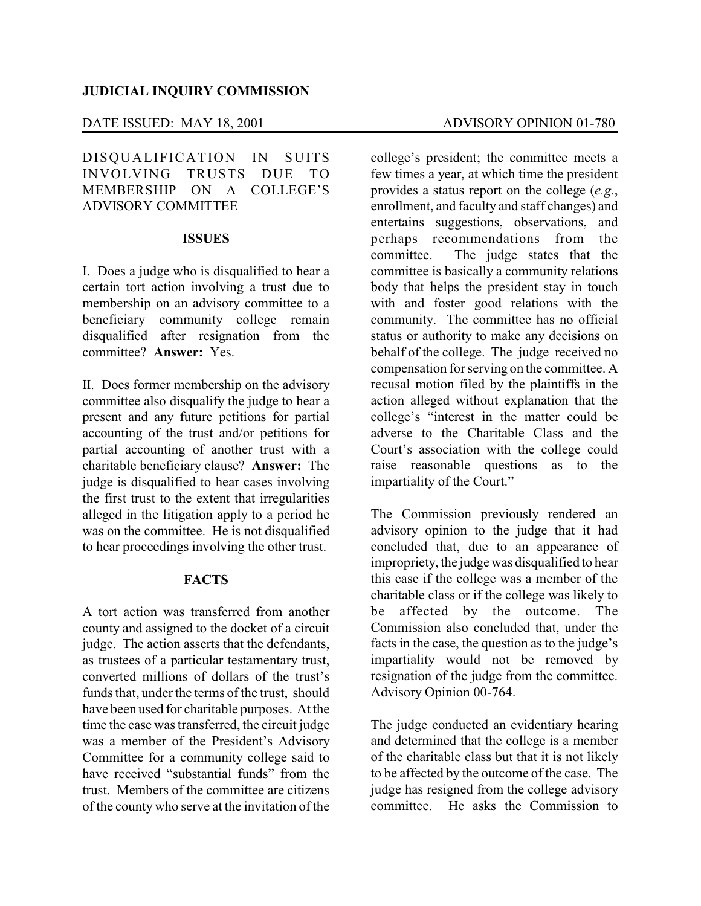**JUDICIAL INQUIRY COMMISSION**

DATE ISSUED: MAY 18, 2001 ADVISORY OPINION 01-780

DISQUALIFICATION IN SUITS INVOLVING TRUSTS DUE TO MEMBERSHIP ON A COLLEGE'S ADVISORY COMMITTEE

## ISSUES

I. Does a judge who is disqualified to hear a certain tort action involving a trust due to membership on an advisory committee to a beneficiary community college remain disqualified after resignation from the committee? **Answer:** Yes.

II. Does former membership on the advisory committee also disqualify the judge to hear a present and any future petitions for partial accounting of the trust and/or petitions for partial accounting of another trust with a charitable beneficiary clause? **Answer:** The judge is disqualified to hear cases involving the first trust to the extent that irregularities alleged in the litigation apply to a period he was on the committee. He is not disqualified to hear proceedings involving the other trust.

## FACTS

A tort action was transferred from another county and assigned to the docket of a circuit judge. The action asserts that the defendants, as trustees of a particular testamentary trust, converted millions of dollars of the trust's funds that, under the terms of the trust, should have been used for charitable purposes. At the time the case was transferred, the circuit judge was a member of the President's Advisory Committee for a community college said to have received "substantial funds" from the trust. Members of the committee are citizens of the county who serve at the invitation of the college's president; the committee meets a few times a year, at which time the president provides a status report on the college (*e.g.*, enrollment, and faculty and staff changes) and entertains suggestions, observations, and perhaps recommendations from the committee. The judge states that the committee is basically a community relations body that helps the president stay in touch with and foster good relations with the community. The committee has no official status or authority to make any decisions on behalf of the college. The judge received no compensation for serving on the committee. A recusal motion filed by the plaintiffs in the action alleged without explanation that the college's "interest in the matter could be adverse to the Charitable Class and the Court's association with the college could raise reasonable questions as to the impartiality of the Court."

The Commission previously rendered an advisory opinion to the judge that it had concluded that, due to an appearance of impropriety, the judge was disqualified to hear this case if the college was a member of the charitable class or if the college was likely to be affected by the outcome. The Commission also concluded that, under the facts in the case, the question as to the judge's impartiality would not be removed by resignation of the judge from the committee. Advisory Opinion 00-764.

The judge conducted an evidentiary hearing and determined that the college is a member of the charitable class but that it is not likely to be affected by the outcome of the case. The judge has resigned from the college advisory committee. He asks the Commission to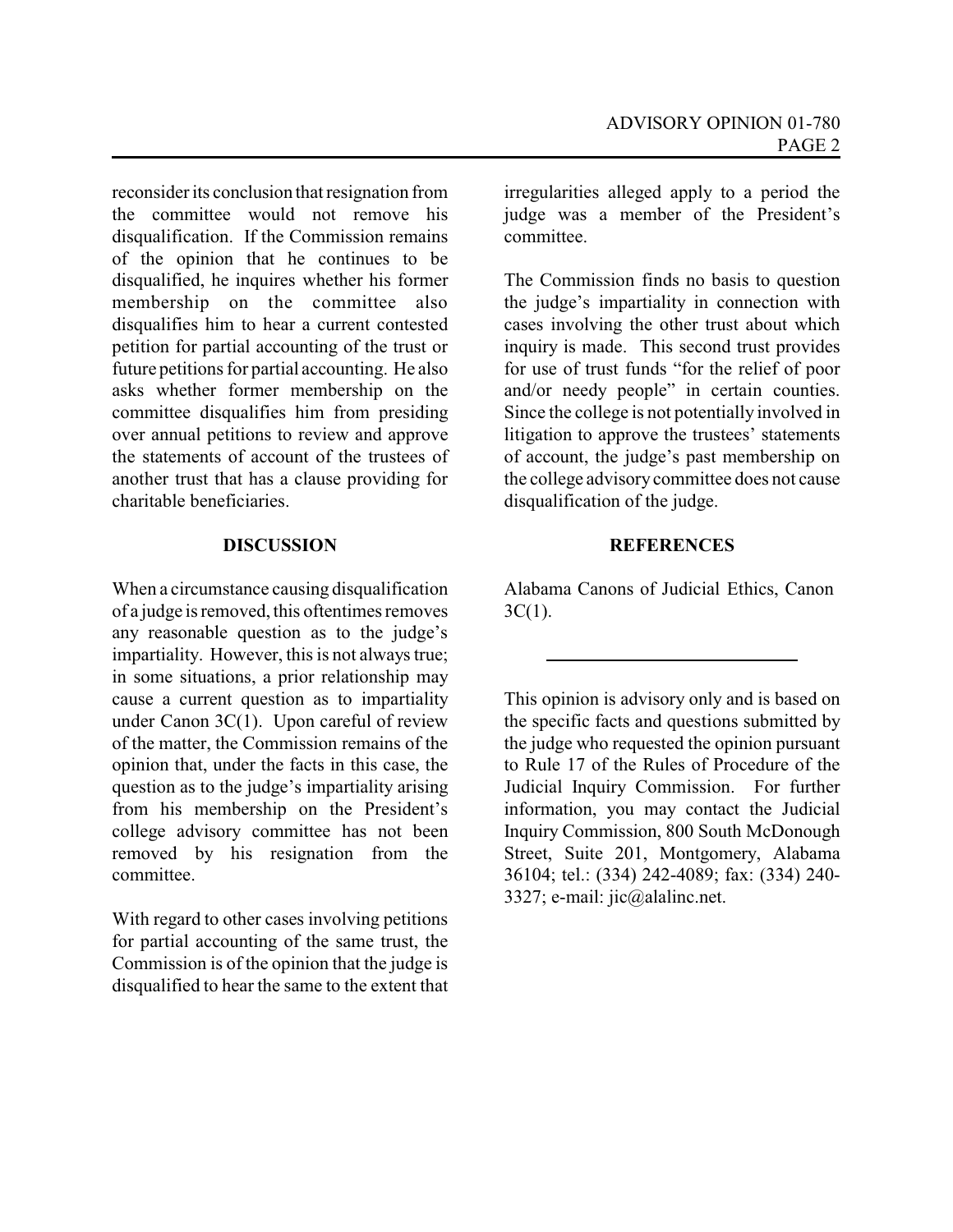reconsider its conclusion that resignation from the committee would not remove his disqualification. If the Commission remains of the opinion that he continues to be disqualified, he inquires whether his former membership on the committee also disqualifies him to hear a current contested petition for partial accounting of the trust or future petitions for partial accounting. He also asks whether former membership on the committee disqualifies him from presiding over annual petitions to review and approve the statements of account of the trustees of another trust that has a clause providing for charitable beneficiaries.

## DISCUSSION

When a circumstance causing disqualification of a judge is removed, this oftentimes removes any reasonable question as to the judge's impartiality. However, this is not always true; in some situations, a prior relationship may cause a current question as to impartiality under Canon 3C(1). Upon careful of review of the matter, the Commission remains of the opinion that, under the facts in this case, the question as to the judge's impartiality arising from his membership on the President's college advisory committee has not been removed by his resignation from the committee.

With regard to other cases involving petitions for partial accounting of the same trust, the Commission is of the opinion that the judge is disqualified to hear the same to the extent that irregularities alleged apply to a period the judge was a member of the President's committee.

The Commission finds no basis to question the judge's impartiality in connection with cases involving the other trust about which inquiry is made. This second trust provides for use of trust funds "for the relief of poor and/or needy people" in certain counties. Since the college is not potentially involved in litigation to approve the trustees' statements of account, the judge's past membership on the college advisory committee does not cause disqualification of the judge.

## REFERENCES

Alabama Canons of Judicial Ethics, Canon 3C(1).

---

This opinion is advisory only and is based on the specific facts and questions submitted by the judge who requested the opinion pursuant to Rule 17 of the Rules of Procedure of the Judicial Inquiry Commission. For further information, you may contact the Judicial Inquiry Commission, 800 South McDonough Street, Suite 201, Montgomery, Alabama 36104; tel.: (334) 242-4089; fax: (334) 240-3327; e-mail: jic@alalinc.net.